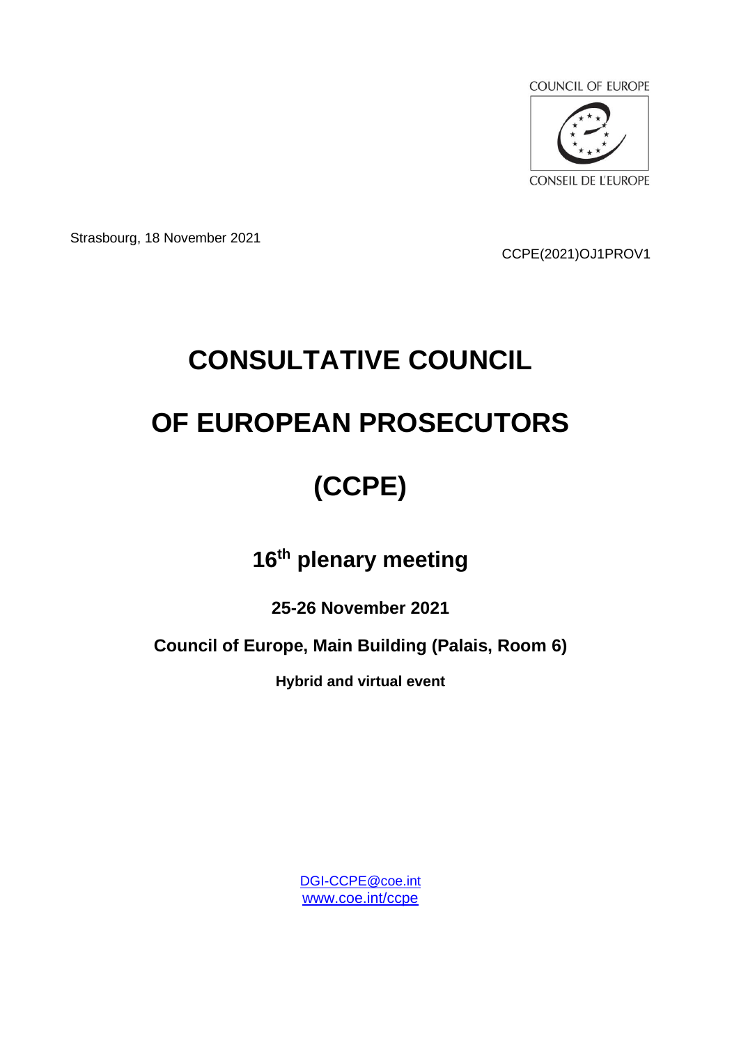COUNCIL OF EUROPE

CONSEIL DE L'EUROPE

Strasbourg, 18 November 2021

CCPE(2021)OJ1PROV1

# CONSULTATIVE COUNCIL

# OF EUROPEAN PROSECUTORS

# (CCPE)

## 16th plenary meeting

**25-26 November 2021**

**Council of Europe, Main Building (Palais, Room 6)**

**Hybrid and virtual event**

DGI-CCPE@coe.int
www.coe.int/ccpe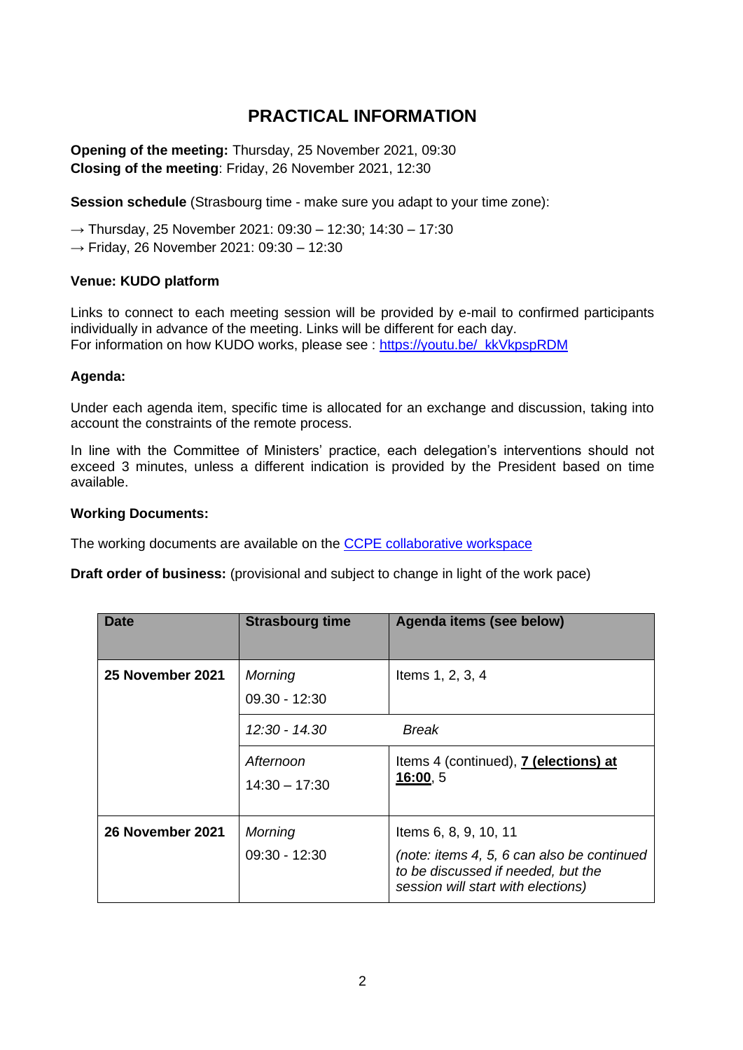# PRACTICAL INFORMATION

**Opening of the meeting:** Thursday, 25 November 2021, 09:30
**Closing of the meeting**: Friday, 26 November 2021, 12:30

**Session schedule** (Strasbourg time - make sure you adapt to your time zone):

→ Thursday, 25 November 2021: 09:30 – 12:30; 14:30 – 17:30
→ Friday, 26 November 2021: 09:30 – 12:30

**Venue: KUDO platform**

Links to connect to each meeting session will be provided by e-mail to confirmed participants individually in advance of the meeting. Links will be different for each day.
For information on how KUDO works, please see : [https://youtu.be/_kkVkpspRDM](https://youtu.be/_kkVkpspRDM)

**Agenda:**

Under each agenda item, specific time is allocated for an exchange and discussion, taking into account the constraints of the remote process.

In line with the Committee of Ministers' practice, each delegation's interventions should not exceed 3 minutes, unless a different indication is provided by the President based on time available.

**Working Documents:**

The working documents are available on the CCPE collaborative workspace

**Draft order of business:** (provisional and subject to change in light of the work pace)

| Date | Strasbourg time | Agenda items (see below) |
|---|---|---|
| **25 November 2021** | *Morning* 09.30 - 12:30 | Items 1, 2, 3, 4 |
| | *12:30 - 14.30* | *Break* |
| | *Afternoon* 14:30 – 17:30 | Items 4 (continued), **7 (elections) at 16:00**, 5 |
| **26 November 2021** | *Morning* 09:30 - 12:30 | Items 6, 8, 9, 10, 11 *(note: items 4, 5, 6 can also be continued to be discussed if needed, but the session will start with elections)* |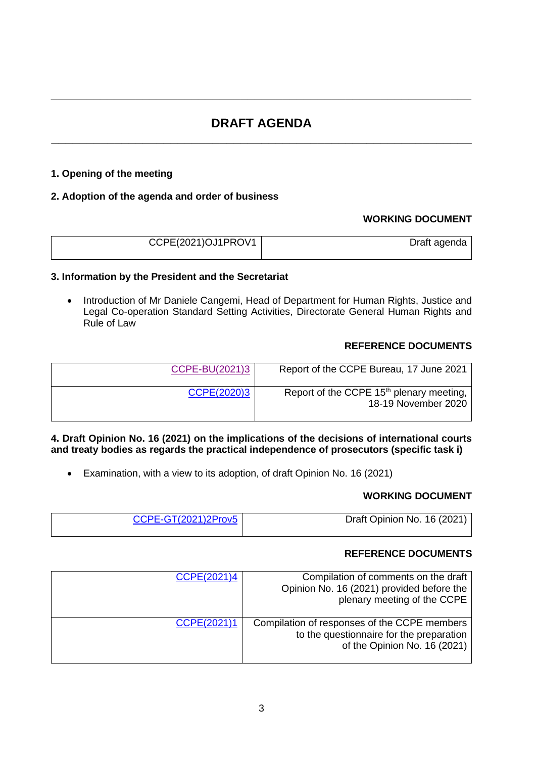# DRAFT AGENDA

**1. Opening of the meeting**

**2. Adoption of the agenda and order of business**

**WORKING DOCUMENT**

| CCPE(2021)OJ1PROV1 | Draft agenda |
|---|---|

**3. Information by the President and the Secretariat**

- Introduction of Mr Daniele Cangemi, Head of Department for Human Rights, Justice and Legal Co-operation Standard Setting Activities, Directorate General Human Rights and Rule of Law

**REFERENCE DOCUMENTS**

| CCPE-BU(2021)3 | Report of the CCPE Bureau, 17 June 2021 |
|---|---|
| CCPE(2020)3 | Report of the CCPE 15th plenary meeting, 18-19 November 2020 |

**4. Draft Opinion No. 16 (2021) on the implications of the decisions of international courts and treaty bodies as regards the practical independence of prosecutors (specific task i)**

- Examination, with a view to its adoption, of draft Opinion No. 16 (2021)

**WORKING DOCUMENT**

| CCPE-GT(2021)2Prov5 | Draft Opinion No. 16 (2021) |
|---|---|

**REFERENCE DOCUMENTS**

| CCPE(2021)4 | Compilation of comments on the draft Opinion No. 16 (2021) provided before the plenary meeting of the CCPE |
|---|---|
| CCPE(2021)1 | Compilation of responses of the CCPE members to the questionnaire for the preparation of the Opinion No. 16 (2021) |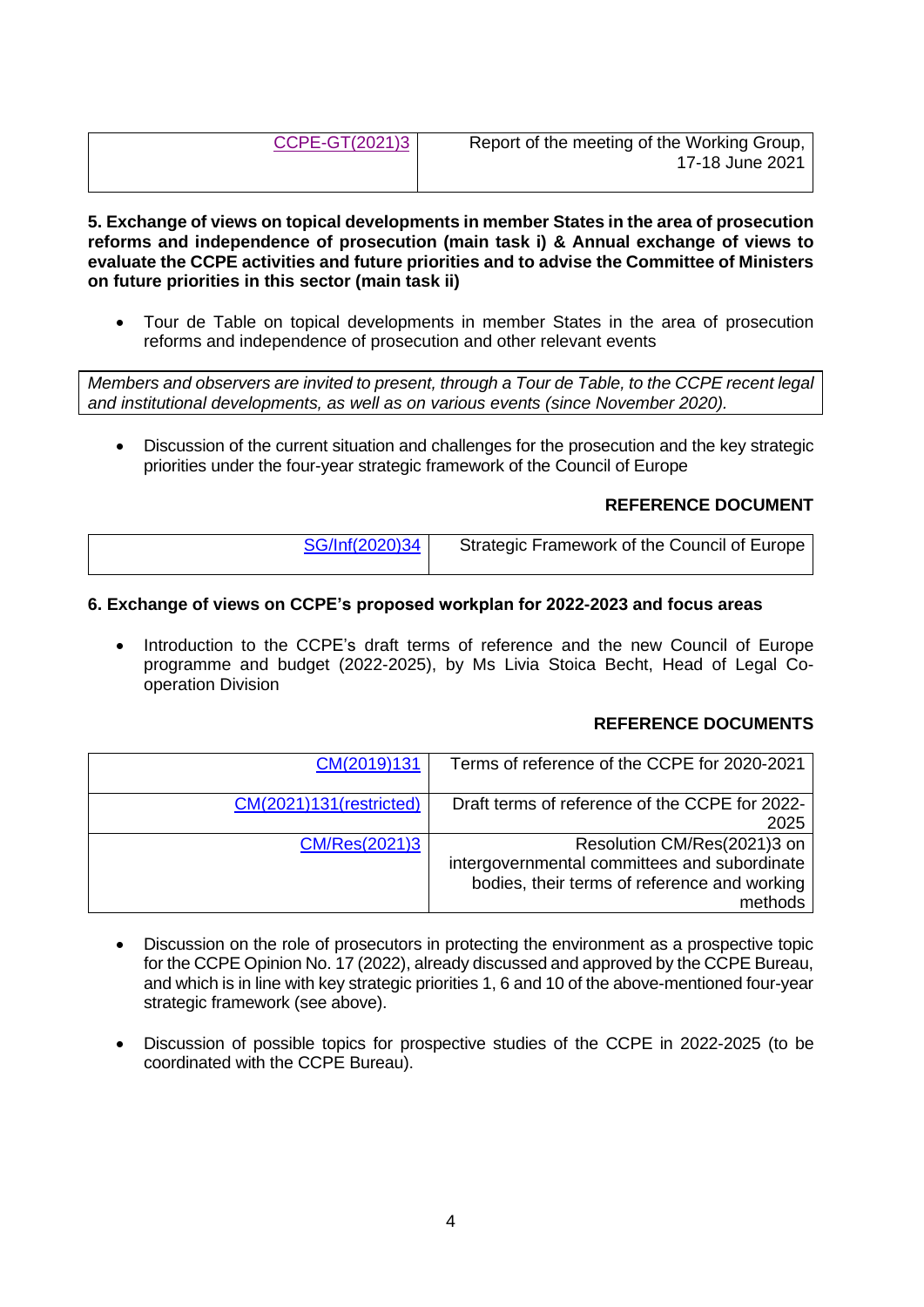| | |
|---|---|
| CCPE-GT(2021)3 | Report of the meeting of the Working Group, 17-18 June 2021 |

**5. Exchange of views on topical developments in member States in the area of prosecution reforms and independence of prosecution (main task i) & Annual exchange of views to evaluate the CCPE activities and future priorities and to advise the Committee of Ministers on future priorities in this sector (main task ii)**

- Tour de Table on topical developments in member States in the area of prosecution reforms and independence of prosecution and other relevant events

*Members and observers are invited to present, through a Tour de Table, to the CCPE recent legal and institutional developments, as well as on various events (since November 2020).*

- Discussion of the current situation and challenges for the prosecution and the key strategic priorities under the four-year strategic framework of the Council of Europe

**REFERENCE DOCUMENT**

| | |
|---|---|
| SG/Inf(2020)34 | Strategic Framework of the Council of Europe |

**6. Exchange of views on CCPE's proposed workplan for 2022-2023 and focus areas**

- Introduction to the CCPE's draft terms of reference and the new Council of Europe programme and budget (2022-2025), by Ms Livia Stoica Becht, Head of Legal Co-operation Division

**REFERENCE DOCUMENTS**

| | |
|---|---|
| CM(2019)131 | Terms of reference of the CCPE for 2020-2021 |
| CM(2021)131(restricted) | Draft terms of reference of the CCPE for 2022-2025 |
| CM/Res(2021)3 | Resolution CM/Res(2021)3 on intergovernmental committees and subordinate bodies, their terms of reference and working methods |

- Discussion on the role of prosecutors in protecting the environment as a prospective topic for the CCPE Opinion No. 17 (2022), already discussed and approved by the CCPE Bureau, and which is in line with key strategic priorities 1, 6 and 10 of the above-mentioned four-year strategic framework (see above).

- Discussion of possible topics for prospective studies of the CCPE in 2022-2025 (to be coordinated with the CCPE Bureau).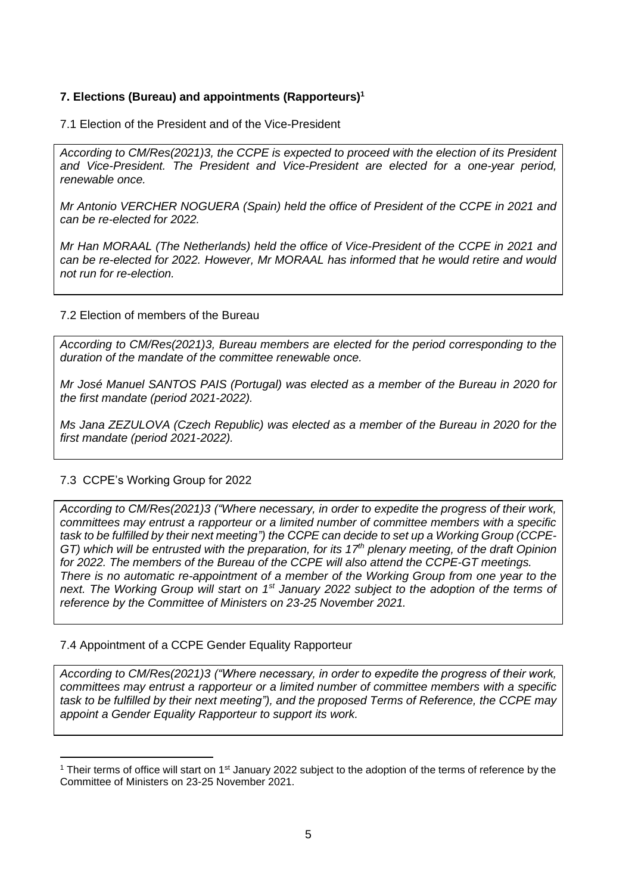### 7. Elections (Bureau) and appointments (Rapporteurs)[1]

7.1 Election of the President and of the Vice-President

*According to CM/Res(2021)3, the CCPE is expected to proceed with the election of its President and Vice-President. The President and Vice-President are elected for a one-year period, renewable once.*

*Mr Antonio VERCHER NOGUERA (Spain) held the office of President of the CCPE in 2021 and can be re-elected for 2022.*

*Mr Han MORAAL (The Netherlands) held the office of Vice-President of the CCPE in 2021 and can be re-elected for 2022. However, Mr MORAAL has informed that he would retire and would not run for re-election.*

7.2 Election of members of the Bureau

*According to CM/Res(2021)3, Bureau members are elected for the period corresponding to the duration of the mandate of the committee renewable once.*

*Mr José Manuel SANTOS PAIS (Portugal) was elected as a member of the Bureau in 2020 for the first mandate (period 2021-2022).*

*Ms Jana ZEZULOVA (Czech Republic) was elected as a member of the Bureau in 2020 for the first mandate (period 2021-2022).*

7.3 CCPE's Working Group for 2022

*According to CM/Res(2021)3 ("Where necessary, in order to expedite the progress of their work, committees may entrust a rapporteur or a limited number of committee members with a specific task to be fulfilled by their next meeting") the CCPE can decide to set up a Working Group (CCPE-GT) which will be entrusted with the preparation, for its 17th plenary meeting, of the draft Opinion for 2022. The members of the Bureau of the CCPE will also attend the CCPE-GT meetings. There is no automatic re-appointment of a member of the Working Group from one year to the next. The Working Group will start on 1st January 2022 subject to the adoption of the terms of reference by the Committee of Ministers on 23-25 November 2021.*

7.4 Appointment of a CCPE Gender Equality Rapporteur

*According to CM/Res(2021)3 ("Where necessary, in order to expedite the progress of their work, committees may entrust a rapporteur or a limited number of committee members with a specific task to be fulfilled by their next meeting"), and the proposed Terms of Reference, the CCPE may appoint a Gender Equality Rapporteur to support its work.*

---

[1] Their terms of office will start on 1st January 2022 subject to the adoption of the terms of reference by the Committee of Ministers on 23-25 November 2021.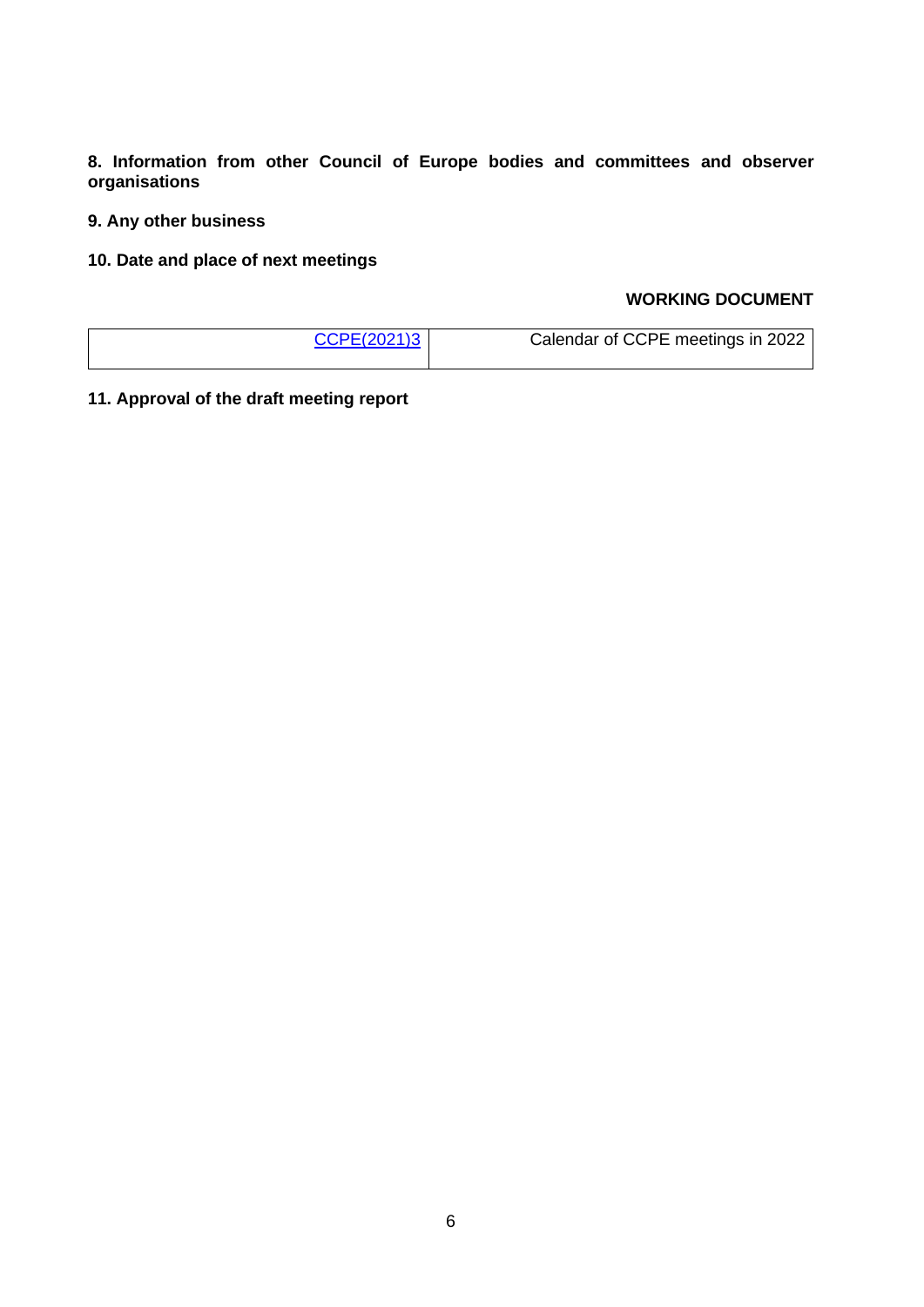**8. Information from other Council of Europe bodies and committees and observer organisations**

**9. Any other business**

**10. Date and place of next meetings**

**WORKING DOCUMENT**

| | |
|---|---|
| CCPE(2021)3 | Calendar of CCPE meetings in 2022 |

**11. Approval of the draft meeting report**